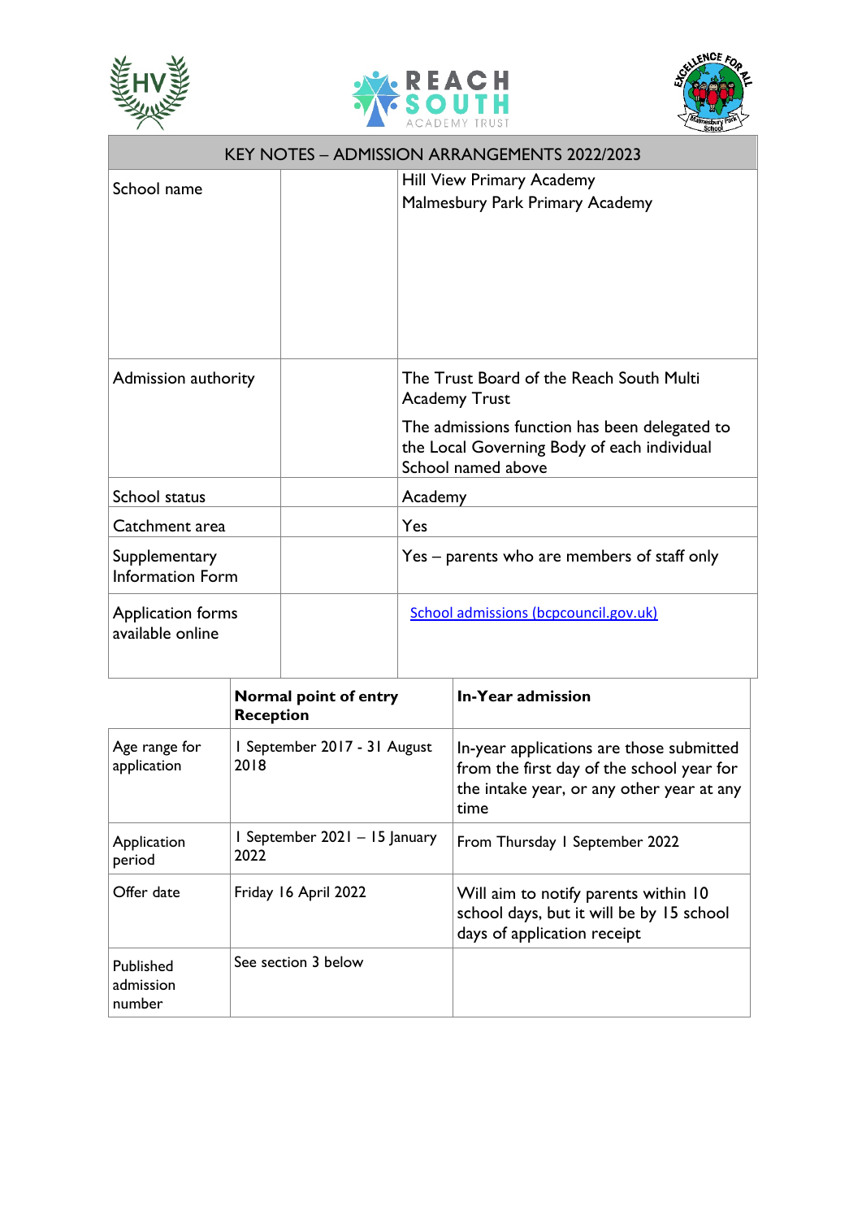| KEY NOTES – ADMISSION ARRANGEMENTS 2022/2023 | | |
|---|---|---|
| School name | | Hill View Primary Academy<br>Malmesbury Park Primary Academy |
| Admission authority | | The Trust Board of the Reach South Multi Academy Trust<br>The admissions function has been delegated to the Local Governing Body of each individual School named above |
| School status | | Academy |
| Catchment area | | Yes |
| Supplementary Information Form | | Yes – parents who are members of staff only |
| Application forms available online | | [School admissions (bcpcouncil.gov.uk)](School admissions (bcpcouncil.gov.uk)) |

| | **Normal point of entry Reception** | **In-Year admission** |
|---|---|---|
| Age range for application | 1 September 2017 - 31 August 2018 | In-year applications are those submitted from the first day of the school year for the intake year, or any other year at any time |
| Application period | 1 September 2021 – 15 January 2022 | From Thursday 1 September 2022 |
| Offer date | Friday 16 April 2022 | Will aim to notify parents within 10 school days, but it will be by 15 school days of application receipt |
| Published admission number | See section 3 below | |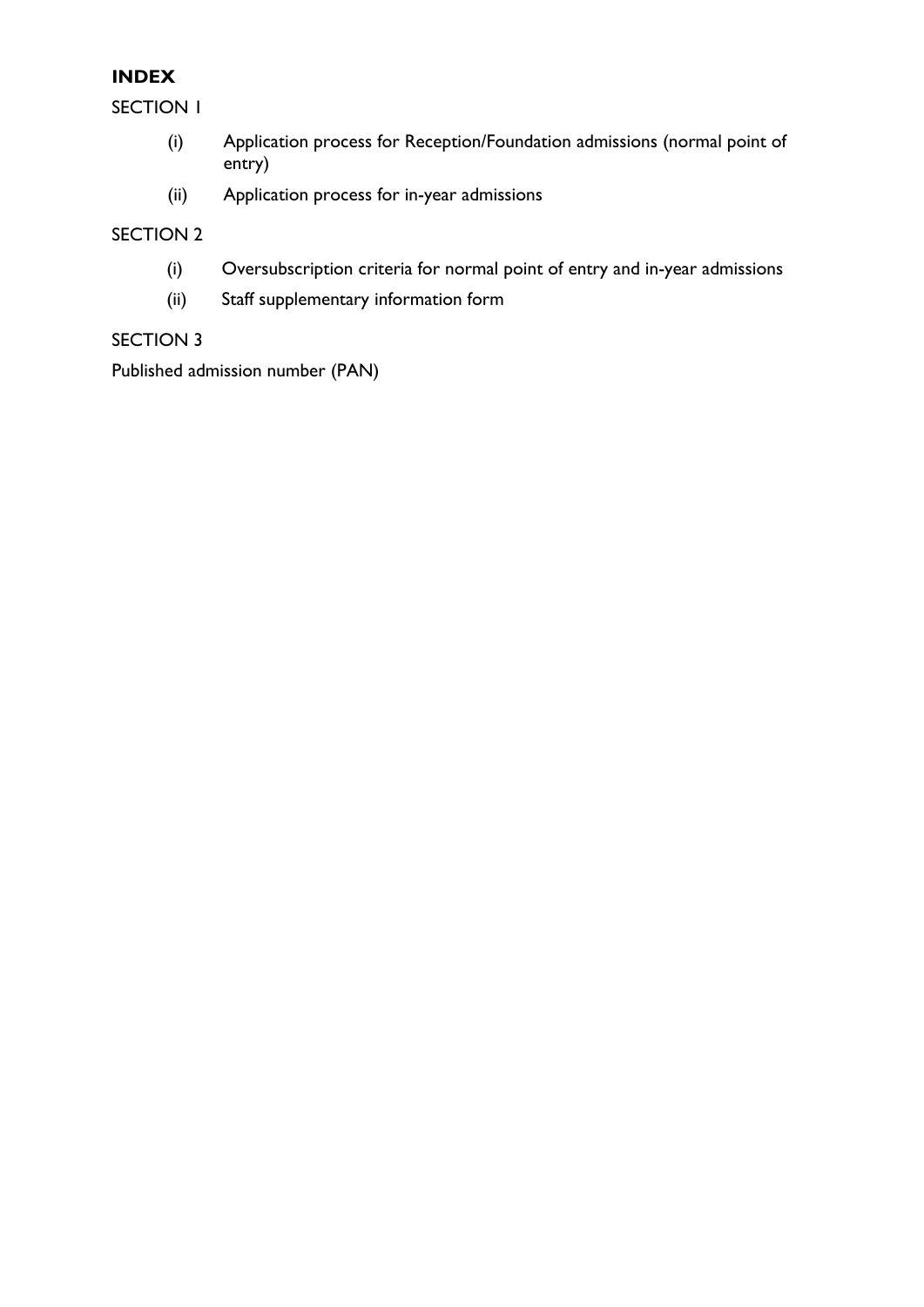**INDEX**

SECTION 1

- (i) Application process for Reception/Foundation admissions (normal point of entry)
- (ii) Application process for in-year admissions

SECTION 2

- (i) Oversubscription criteria for normal point of entry and in-year admissions
- (ii) Staff supplementary information form

SECTION 3

Published admission number (PAN)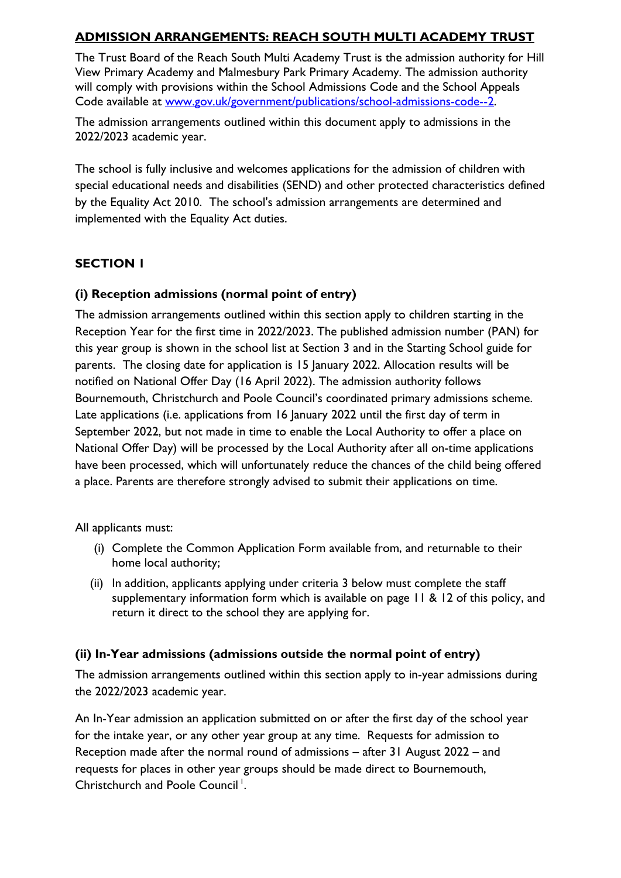## ADMISSION ARRANGEMENTS: REACH SOUTH MULTI ACADEMY TRUST

The Trust Board of the Reach South Multi Academy Trust is the admission authority for Hill View Primary Academy and Malmesbury Park Primary Academy. The admission authority will comply with provisions within the School Admissions Code and the School Appeals Code available at www.gov.uk/government/publications/school-admissions-code--2.

The admission arrangements outlined within this document apply to admissions in the 2022/2023 academic year.

The school is fully inclusive and welcomes applications for the admission of children with special educational needs and disabilities (SEND) and other protected characteristics defined by the Equality Act 2010. The school's admission arrangements are determined and implemented with the Equality Act duties.

### SECTION 1

#### (i) Reception admissions (normal point of entry)

The admission arrangements outlined within this section apply to children starting in the Reception Year for the first time in 2022/2023. The published admission number (PAN) for this year group is shown in the school list at Section 3 and in the Starting School guide for parents. The closing date for application is 15 January 2022. Allocation results will be notified on National Offer Day (16 April 2022). The admission authority follows Bournemouth, Christchurch and Poole Council's coordinated primary admissions scheme. Late applications (i.e. applications from 16 January 2022 until the first day of term in September 2022, but not made in time to enable the Local Authority to offer a place on National Offer Day) will be processed by the Local Authority after all on-time applications have been processed, which will unfortunately reduce the chances of the child being offered a place. Parents are therefore strongly advised to submit their applications on time.

All applicants must:

(i) Complete the Common Application Form available from, and returnable to their home local authority;

(ii) In addition, applicants applying under criteria 3 below must complete the staff supplementary information form which is available on page 11 & 12 of this policy, and return it direct to the school they are applying for.

#### (ii) In-Year admissions (admissions outside the normal point of entry)

The admission arrangements outlined within this section apply to in-year admissions during the 2022/2023 academic year.

An In-Year admission an application submitted on or after the first day of the school year for the intake year, or any other year group at any time. Requests for admission to Reception made after the normal round of admissions – after 31 August 2022 – and requests for places in other year groups should be made direct to Bournemouth, Christchurch and Poole Council [1].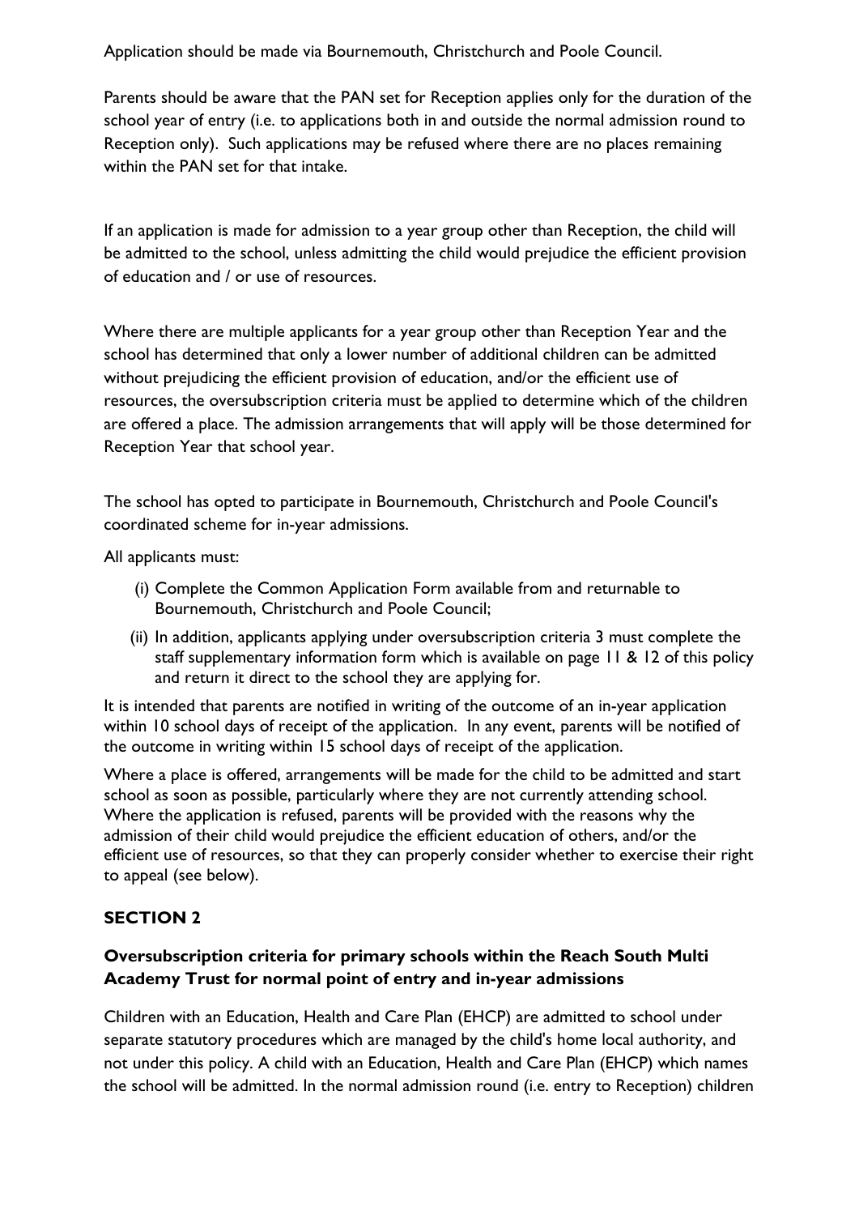Application should be made via Bournemouth, Christchurch and Poole Council.

Parents should be aware that the PAN set for Reception applies only for the duration of the school year of entry (i.e. to applications both in and outside the normal admission round to Reception only). Such applications may be refused where there are no places remaining within the PAN set for that intake.

If an application is made for admission to a year group other than Reception, the child will be admitted to the school, unless admitting the child would prejudice the efficient provision of education and / or use of resources.

Where there are multiple applicants for a year group other than Reception Year and the school has determined that only a lower number of additional children can be admitted without prejudicing the efficient provision of education, and/or the efficient use of resources, the oversubscription criteria must be applied to determine which of the children are offered a place. The admission arrangements that will apply will be those determined for Reception Year that school year.

The school has opted to participate in Bournemouth, Christchurch and Poole Council's coordinated scheme for in-year admissions.

All applicants must:

(i) Complete the Common Application Form available from and returnable to Bournemouth, Christchurch and Poole Council;

(ii) In addition, applicants applying under oversubscription criteria 3 must complete the staff supplementary information form which is available on page 11 & 12 of this policy and return it direct to the school they are applying for.

It is intended that parents are notified in writing of the outcome of an in-year application within 10 school days of receipt of the application. In any event, parents will be notified of the outcome in writing within 15 school days of receipt of the application.

Where a place is offered, arrangements will be made for the child to be admitted and start school as soon as possible, particularly where they are not currently attending school. Where the application is refused, parents will be provided with the reasons why the admission of their child would prejudice the efficient education of others, and/or the efficient use of resources, so that they can properly consider whether to exercise their right to appeal (see below).

## SECTION 2

### Oversubscription criteria for primary schools within the Reach South Multi Academy Trust for normal point of entry and in-year admissions

Children with an Education, Health and Care Plan (EHCP) are admitted to school under separate statutory procedures which are managed by the child's home local authority, and not under this policy. A child with an Education, Health and Care Plan (EHCP) which names the school will be admitted. In the normal admission round (i.e. entry to Reception) children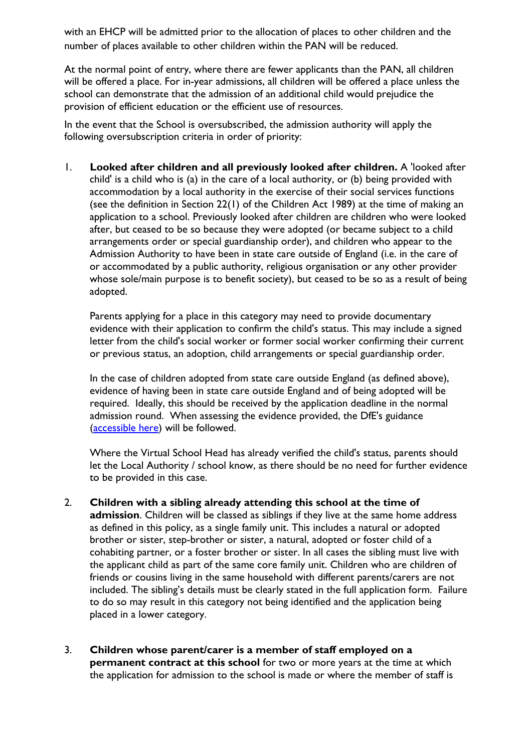with an EHCP will be admitted prior to the allocation of places to other children and the number of places available to other children within the PAN will be reduced.

At the normal point of entry, where there are fewer applicants than the PAN, all children will be offered a place. For in-year admissions, all children will be offered a place unless the school can demonstrate that the admission of an additional child would prejudice the provision of efficient education or the efficient use of resources.

In the event that the School is oversubscribed, the admission authority will apply the following oversubscription criteria in order of priority:

1. **Looked after children and all previously looked after children.** A 'looked after child' is a child who is (a) in the care of a local authority, or (b) being provided with accommodation by a local authority in the exercise of their social services functions (see the definition in Section 22(1) of the Children Act 1989) at the time of making an application to a school. Previously looked after children are children who were looked after, but ceased to be so because they were adopted (or became subject to a child arrangements order or special guardianship order), and children who appear to the Admission Authority to have been in state care outside of England (i.e. in the care of or accommodated by a public authority, religious organisation or any other provider whose sole/main purpose is to benefit society), but ceased to be so as a result of being adopted.

   Parents applying for a place in this category may need to provide documentary evidence with their application to confirm the child's status. This may include a signed letter from the child's social worker or former social worker confirming their current or previous status, an adoption, child arrangements or special guardianship order.

   In the case of children adopted from state care outside England (as defined above), evidence of having been in state care outside England and of being adopted will be required. Ideally, this should be received by the application deadline in the normal admission round. When assessing the evidence provided, the DfE's guidance (accessible here) will be followed.

   Where the Virtual School Head has already verified the child's status, parents should let the Local Authority / school know, as there should be no need for further evidence to be provided in this case.

2. **Children with a sibling already attending this school at the time of admission**. Children will be classed as siblings if they live at the same home address as defined in this policy, as a single family unit. This includes a natural or adopted brother or sister, step-brother or sister, a natural, adopted or foster child of a cohabiting partner, or a foster brother or sister. In all cases the sibling must live with the applicant child as part of the same core family unit. Children who are children of friends or cousins living in the same household with different parents/carers are not included. The sibling's details must be clearly stated in the full application form. Failure to do so may result in this category not being identified and the application being placed in a lower category.

3. **Children whose parent/carer is a member of staff employed on a permanent contract at this school** for two or more years at the time at which the application for admission to the school is made or where the member of staff is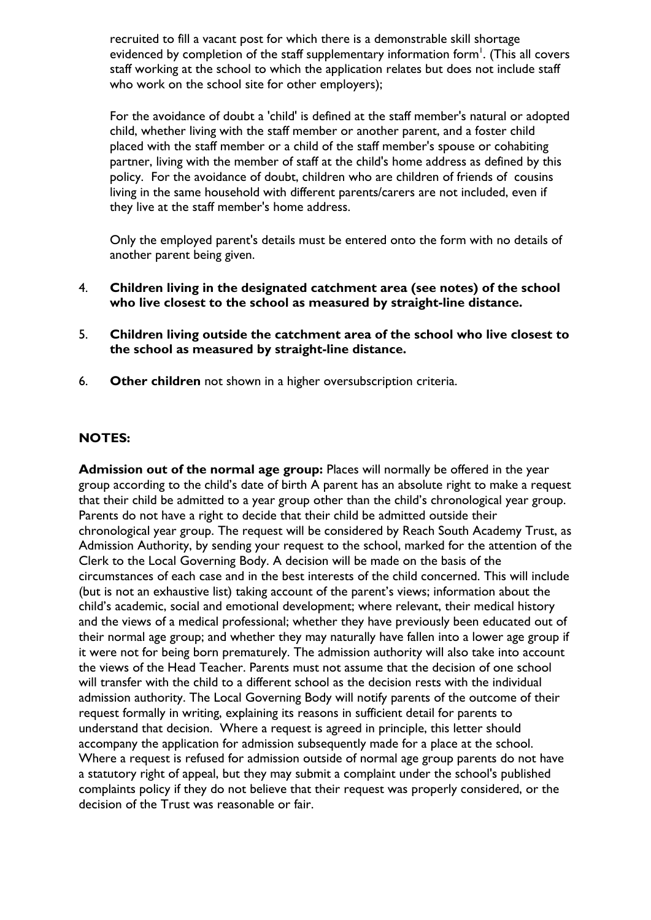recruited to fill a vacant post for which there is a demonstrable skill shortage evidenced by completion of the staff supplementary information form[1]. (This all covers staff working at the school to which the application relates but does not include staff who work on the school site for other employers);

For the avoidance of doubt a 'child' is defined at the staff member's natural or adopted child, whether living with the staff member or another parent, and a foster child placed with the staff member or a child of the staff member's spouse or cohabiting partner, living with the member of staff at the child's home address as defined by this policy. For the avoidance of doubt, children who are children of friends of cousins living in the same household with different parents/carers are not included, even if they live at the staff member's home address.

Only the employed parent's details must be entered onto the form with no details of another parent being given.

4. **Children living in the designated catchment area (see notes) of the school who live closest to the school as measured by straight-line distance.**

5. **Children living outside the catchment area of the school who live closest to the school as measured by straight-line distance.**

6. **Other children** not shown in a higher oversubscription criteria.

## NOTES:

**Admission out of the normal age group:** Places will normally be offered in the year group according to the child's date of birth A parent has an absolute right to make a request that their child be admitted to a year group other than the child's chronological year group. Parents do not have a right to decide that their child be admitted outside their chronological year group. The request will be considered by Reach South Academy Trust, as Admission Authority, by sending your request to the school, marked for the attention of the Clerk to the Local Governing Body. A decision will be made on the basis of the circumstances of each case and in the best interests of the child concerned. This will include (but is not an exhaustive list) taking account of the parent's views; information about the child's academic, social and emotional development; where relevant, their medical history and the views of a medical professional; whether they have previously been educated out of their normal age group; and whether they may naturally have fallen into a lower age group if it were not for being born prematurely. The admission authority will also take into account the views of the Head Teacher. Parents must not assume that the decision of one school will transfer with the child to a different school as the decision rests with the individual admission authority. The Local Governing Body will notify parents of the outcome of their request formally in writing, explaining its reasons in sufficient detail for parents to understand that decision. Where a request is agreed in principle, this letter should accompany the application for admission subsequently made for a place at the school. Where a request is refused for admission outside of normal age group parents do not have a statutory right of appeal, but they may submit a complaint under the school's published complaints policy if they do not believe that their request was properly considered, or the decision of the Trust was reasonable or fair.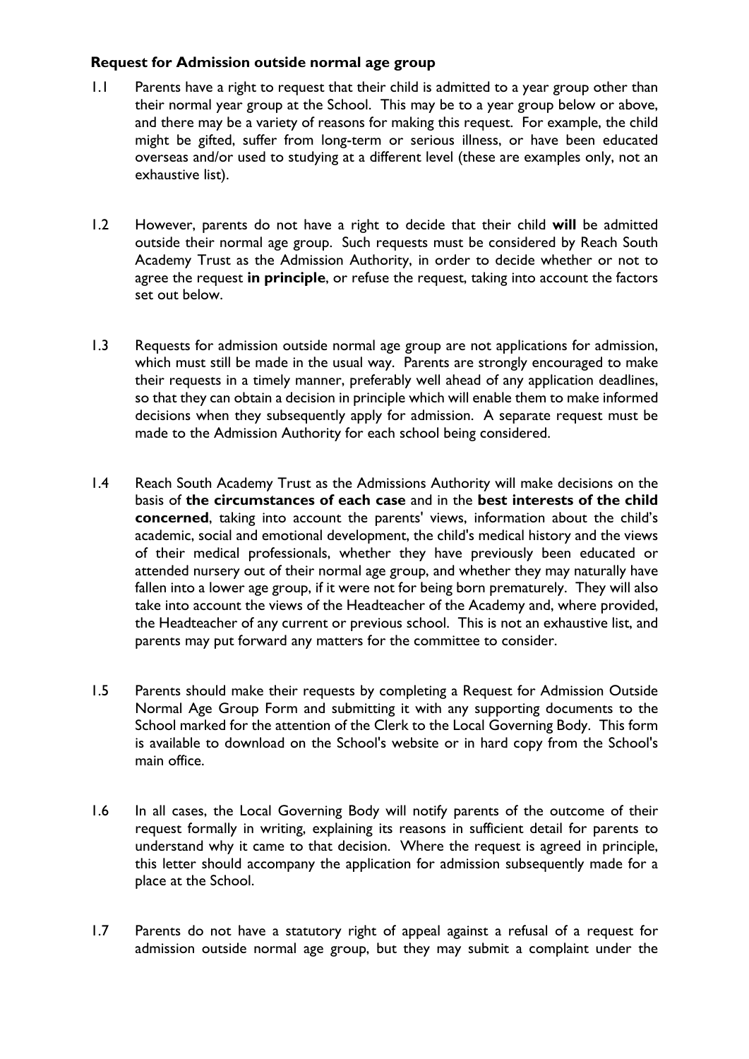**Request for Admission outside normal age group**

1.1 Parents have a right to request that their child is admitted to a year group other than their normal year group at the School. This may be to a year group below or above, and there may be a variety of reasons for making this request. For example, the child might be gifted, suffer from long-term or serious illness, or have been educated overseas and/or used to studying at a different level (these are examples only, not an exhaustive list).

1.2 However, parents do not have a right to decide that their child **will** be admitted outside their normal age group. Such requests must be considered by Reach South Academy Trust as the Admission Authority, in order to decide whether or not to agree the request **in principle**, or refuse the request, taking into account the factors set out below.

1.3 Requests for admission outside normal age group are not applications for admission, which must still be made in the usual way. Parents are strongly encouraged to make their requests in a timely manner, preferably well ahead of any application deadlines, so that they can obtain a decision in principle which will enable them to make informed decisions when they subsequently apply for admission. A separate request must be made to the Admission Authority for each school being considered.

1.4 Reach South Academy Trust as the Admissions Authority will make decisions on the basis of **the circumstances of each case** and in the **best interests of the child concerned**, taking into account the parents' views, information about the child's academic, social and emotional development, the child's medical history and the views of their medical professionals, whether they have previously been educated or attended nursery out of their normal age group, and whether they may naturally have fallen into a lower age group, if it were not for being born prematurely. They will also take into account the views of the Headteacher of the Academy and, where provided, the Headteacher of any current or previous school. This is not an exhaustive list, and parents may put forward any matters for the committee to consider.

1.5 Parents should make their requests by completing a Request for Admission Outside Normal Age Group Form and submitting it with any supporting documents to the School marked for the attention of the Clerk to the Local Governing Body. This form is available to download on the School's website or in hard copy from the School's main office.

1.6 In all cases, the Local Governing Body will notify parents of the outcome of their request formally in writing, explaining its reasons in sufficient detail for parents to understand why it came to that decision. Where the request is agreed in principle, this letter should accompany the application for admission subsequently made for a place at the School.

1.7 Parents do not have a statutory right of appeal against a refusal of a request for admission outside normal age group, but they may submit a complaint under the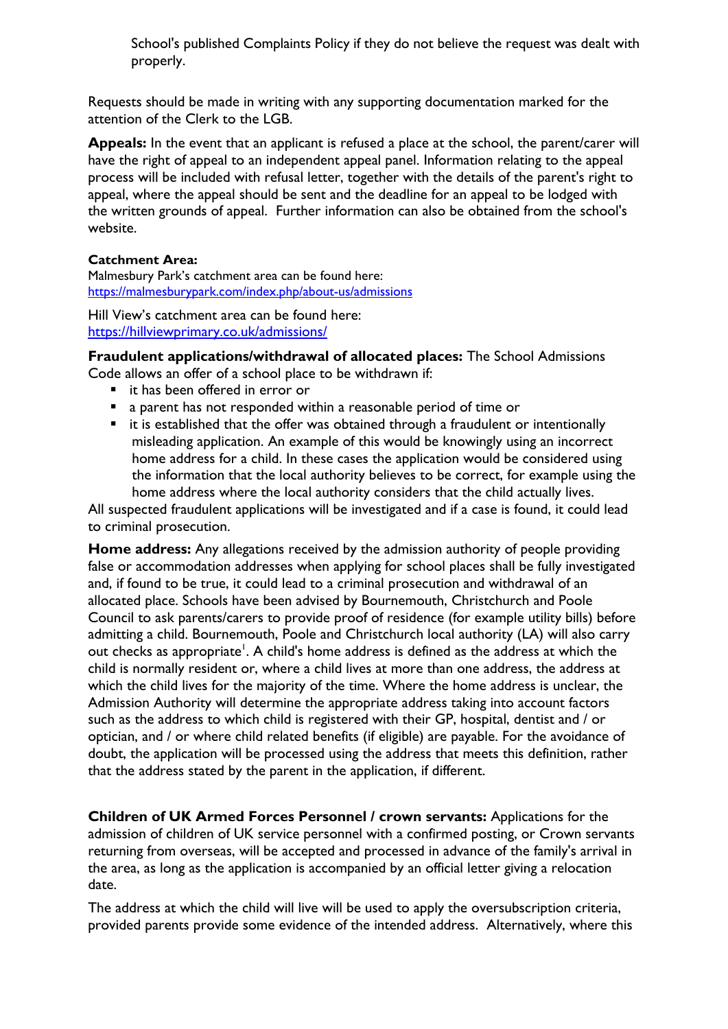School's published Complaints Policy if they do not believe the request was dealt with properly.

Requests should be made in writing with any supporting documentation marked for the attention of the Clerk to the LGB.

**Appeals:** In the event that an applicant is refused a place at the school, the parent/carer will have the right of appeal to an independent appeal panel. Information relating to the appeal process will be included with refusal letter, together with the details of the parent's right to appeal, where the appeal should be sent and the deadline for an appeal to be lodged with the written grounds of appeal. Further information can also be obtained from the school's website.

**Catchment Area:**
Malmesbury Park's catchment area can be found here:
https://malmesburypark.com/index.php/about-us/admissions

Hill View's catchment area can be found here:
https://hillviewprimary.co.uk/admissions/

**Fraudulent applications/withdrawal of allocated places:** The School Admissions Code allows an offer of a school place to be withdrawn if:

- it has been offered in error or
- a parent has not responded within a reasonable period of time or
- it is established that the offer was obtained through a fraudulent or intentionally misleading application. An example of this would be knowingly using an incorrect home address for a child. In these cases the application would be considered using the information that the local authority believes to be correct, for example using the home address where the local authority considers that the child actually lives.

All suspected fraudulent applications will be investigated and if a case is found, it could lead to criminal prosecution.

**Home address:** Any allegations received by the admission authority of people providing false or accommodation addresses when applying for school places shall be fully investigated and, if found to be true, it could lead to a criminal prosecution and withdrawal of an allocated place. Schools have been advised by Bournemouth, Christchurch and Poole Council to ask parents/carers to provide proof of residence (for example utility bills) before admitting a child. Bournemouth, Poole and Christchurch local authority (LA) will also carry out checks as appropriate[1]. A child's home address is defined as the address at which the child is normally resident or, where a child lives at more than one address, the address at which the child lives for the majority of the time. Where the home address is unclear, the Admission Authority will determine the appropriate address taking into account factors such as the address to which child is registered with their GP, hospital, dentist and / or optician, and / or where child related benefits (if eligible) are payable. For the avoidance of doubt, the application will be processed using the address that meets this definition, rather that the address stated by the parent in the application, if different.

**Children of UK Armed Forces Personnel / crown servants:** Applications for the admission of children of UK service personnel with a confirmed posting, or Crown servants returning from overseas, will be accepted and processed in advance of the family's arrival in the area, as long as the application is accompanied by an official letter giving a relocation date.

The address at which the child will live will be used to apply the oversubscription criteria, provided parents provide some evidence of the intended address. Alternatively, where this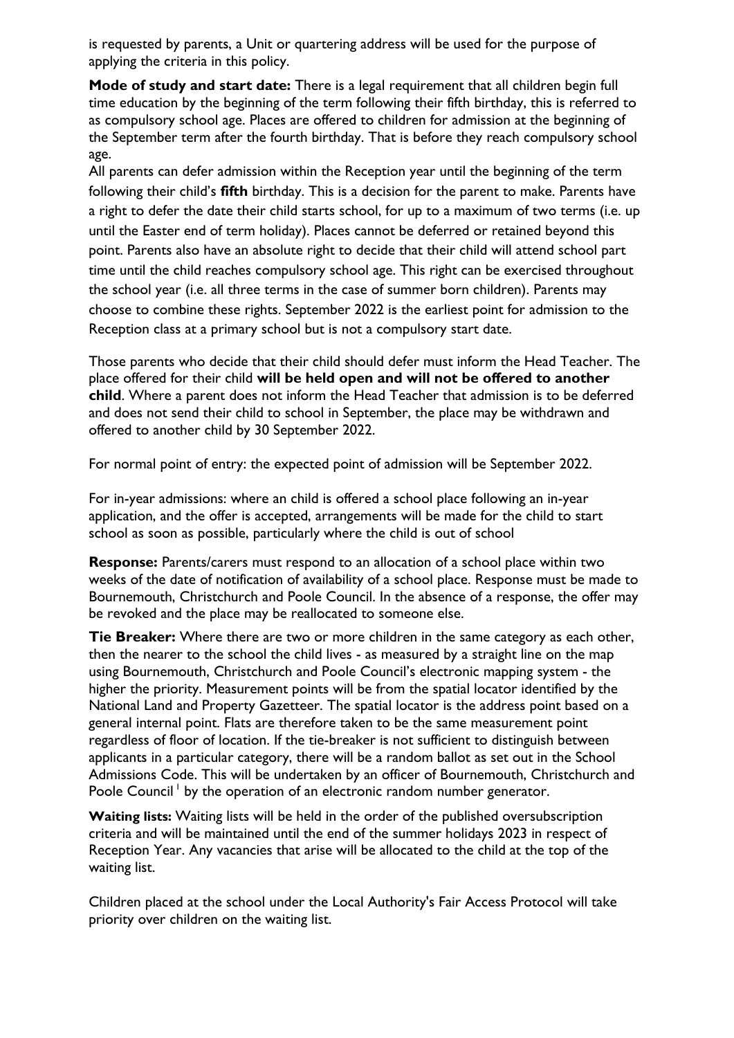is requested by parents, a Unit or quartering address will be used for the purpose of applying the criteria in this policy.

**Mode of study and start date:** There is a legal requirement that all children begin full time education by the beginning of the term following their fifth birthday, this is referred to as compulsory school age. Places are offered to children for admission at the beginning of the September term after the fourth birthday. That is before they reach compulsory school age.
All parents can defer admission within the Reception year until the beginning of the term following their child's **fifth** birthday. This is a decision for the parent to make. Parents have a right to defer the date their child starts school, for up to a maximum of two terms (i.e. up until the Easter end of term holiday). Places cannot be deferred or retained beyond this point. Parents also have an absolute right to decide that their child will attend school part time until the child reaches compulsory school age. This right can be exercised throughout the school year (i.e. all three terms in the case of summer born children). Parents may choose to combine these rights. September 2022 is the earliest point for admission to the Reception class at a primary school but is not a compulsory start date.

Those parents who decide that their child should defer must inform the Head Teacher. The place offered for their child **will be held open and will not be offered to another child**. Where a parent does not inform the Head Teacher that admission is to be deferred and does not send their child to school in September, the place may be withdrawn and offered to another child by 30 September 2022.

For normal point of entry: the expected point of admission will be September 2022.

For in-year admissions: where an child is offered a school place following an in-year application, and the offer is accepted, arrangements will be made for the child to start school as soon as possible, particularly where the child is out of school

**Response:** Parents/carers must respond to an allocation of a school place within two weeks of the date of notification of availability of a school place. Response must be made to Bournemouth, Christchurch and Poole Council. In the absence of a response, the offer may be revoked and the place may be reallocated to someone else.

**Tie Breaker:** Where there are two or more children in the same category as each other, then the nearer to the school the child lives - as measured by a straight line on the map using Bournemouth, Christchurch and Poole Council's electronic mapping system - the higher the priority. Measurement points will be from the spatial locator identified by the National Land and Property Gazetteer. The spatial locator is the address point based on a general internal point. Flats are therefore taken to be the same measurement point regardless of floor of location. If the tie-breaker is not sufficient to distinguish between applicants in a particular category, there will be a random ballot as set out in the School Admissions Code. This will be undertaken by an officer of Bournemouth, Christchurch and Poole Council[1] by the operation of an electronic random number generator.

**Waiting lists:** Waiting lists will be held in the order of the published oversubscription criteria and will be maintained until the end of the summer holidays 2023 in respect of Reception Year. Any vacancies that arise will be allocated to the child at the top of the waiting list.

Children placed at the school under the Local Authority's Fair Access Protocol will take priority over children on the waiting list.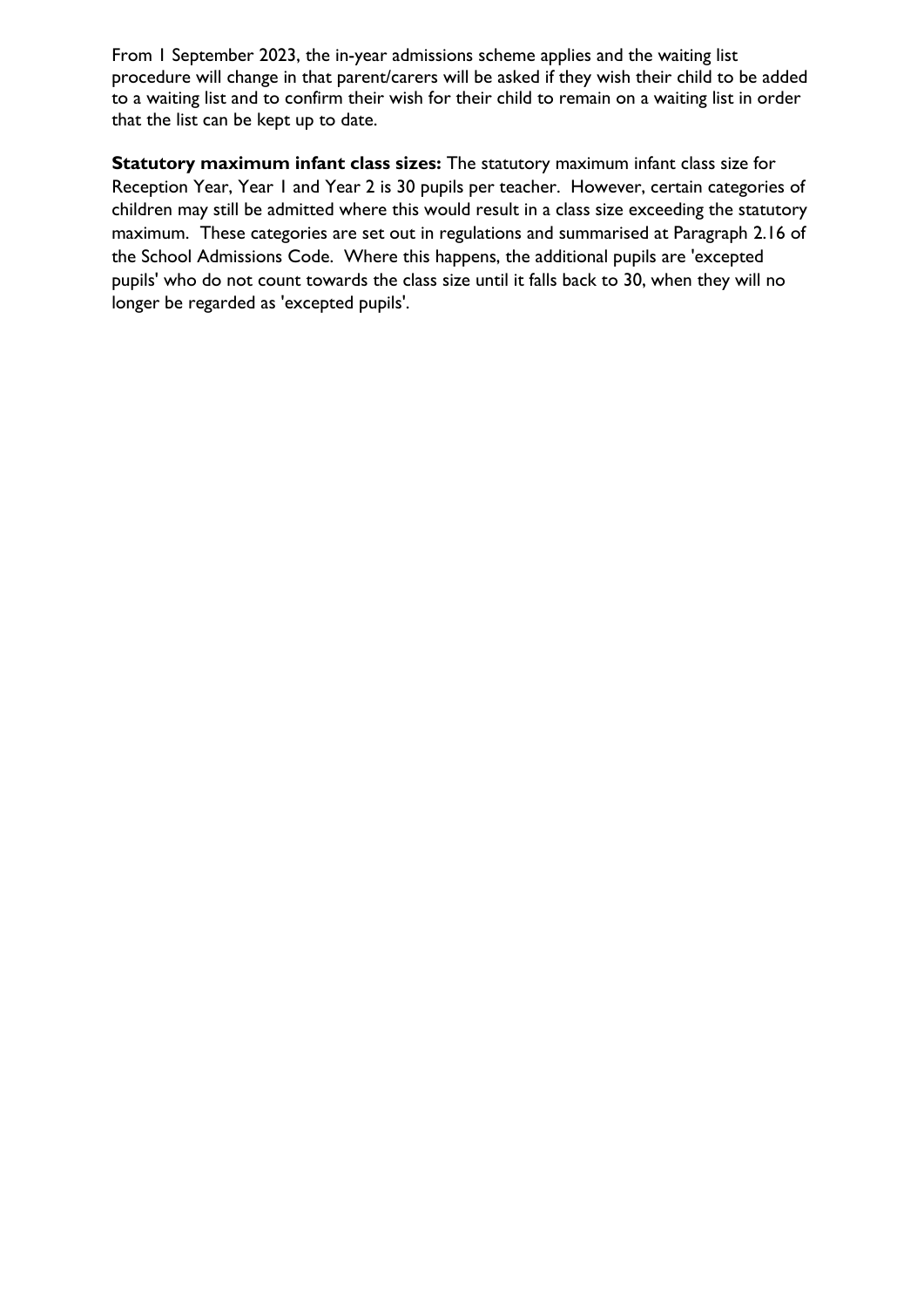From 1 September 2023, the in-year admissions scheme applies and the waiting list procedure will change in that parent/carers will be asked if they wish their child to be added to a waiting list and to confirm their wish for their child to remain on a waiting list in order that the list can be kept up to date.

**Statutory maximum infant class sizes:** The statutory maximum infant class size for Reception Year, Year 1 and Year 2 is 30 pupils per teacher. However, certain categories of children may still be admitted where this would result in a class size exceeding the statutory maximum. These categories are set out in regulations and summarised at Paragraph 2.16 of the School Admissions Code. Where this happens, the additional pupils are 'excepted pupils' who do not count towards the class size until it falls back to 30, when they will no longer be regarded as 'excepted pupils'.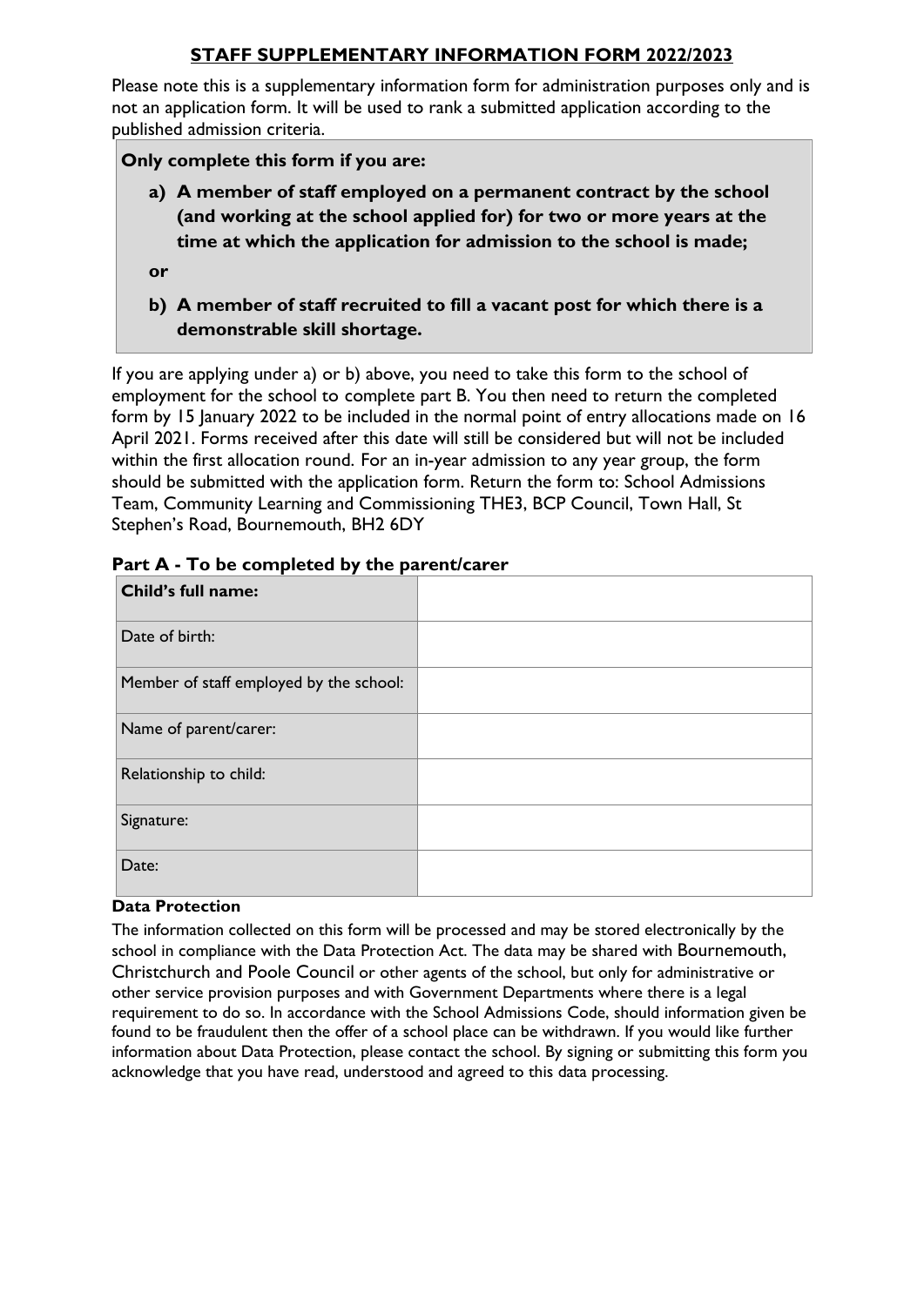# STAFF SUPPLEMENTARY INFORMATION FORM 2022/2023

Please note this is a supplementary information form for administration purposes only and is not an application form. It will be used to rank a submitted application according to the published admission criteria.

**Only complete this form if you are:**

**a) A member of staff employed on a permanent contract by the school (and working at the school applied for) for two or more years at the time at which the application for admission to the school is made;**

**or**

**b) A member of staff recruited to fill a vacant post for which there is a demonstrable skill shortage.**

If you are applying under a) or b) above, you need to take this form to the school of employment for the school to complete part B. You then need to return the completed form by 15 January 2022 to be included in the normal point of entry allocations made on 16 April 2021. Forms received after this date will still be considered but will not be included within the first allocation round. For an in-year admission to any year group, the form should be submitted with the application form. Return the form to: School Admissions Team, Community Learning and Commissioning THE3, BCP Council, Town Hall, St Stephen's Road, Bournemouth, BH2 6DY

## Part A - To be completed by the parent/carer

| **Child's full name:** | |
|---|---|
| Date of birth: | |
| Member of staff employed by the school: | |
| Name of parent/carer: | |
| Relationship to child: | |
| Signature: | |
| Date: | |

**Data Protection**

The information collected on this form will be processed and may be stored electronically by the school in compliance with the Data Protection Act. The data may be shared with Bournemouth, Christchurch and Poole Council or other agents of the school, but only for administrative or other service provision purposes and with Government Departments where there is a legal requirement to do so. In accordance with the School Admissions Code, should information given be found to be fraudulent then the offer of a school place can be withdrawn. If you would like further information about Data Protection, please contact the school. By signing or submitting this form you acknowledge that you have read, understood and agreed to this data processing.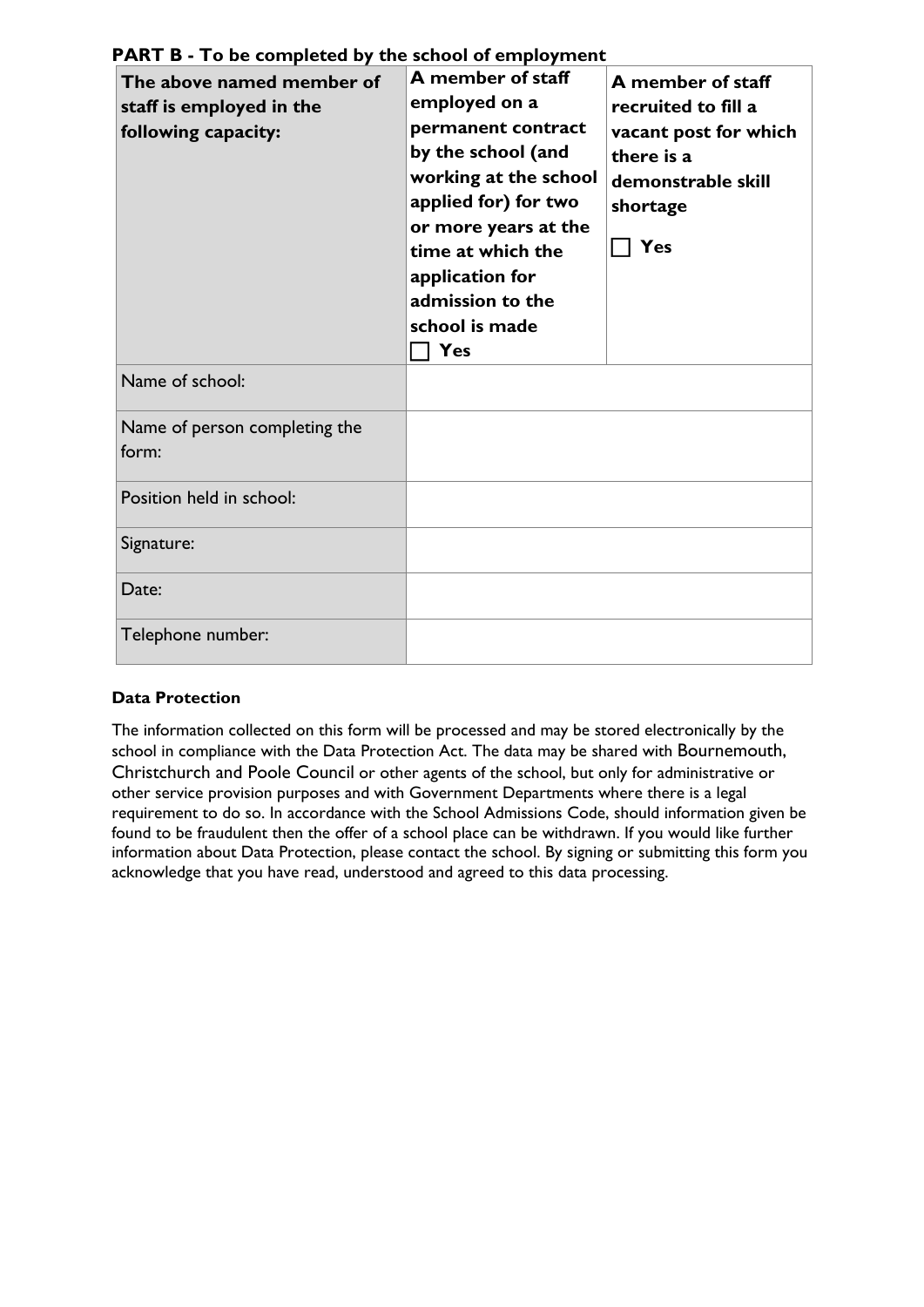**PART B - To be completed by the school of employment**

| **The above named member of staff is employed in the following capacity:** | **A member of staff employed on a permanent contract by the school (and working at the school applied for) for two or more years at the time at which the application for admission to the school is made** ☐ **Yes** | **A member of staff recruited to fill a vacant post for which there is a demonstrable skill shortage** ☐ **Yes** |
|---|---|---|
| Name of school: | | |
| Name of person completing the form: | | |
| Position held in school: | | |
| Signature: | | |
| Date: | | |
| Telephone number: | | |

**Data Protection**

The information collected on this form will be processed and may be stored electronically by the school in compliance with the Data Protection Act. The data may be shared with Bournemouth, Christchurch and Poole Council or other agents of the school, but only for administrative or other service provision purposes and with Government Departments where there is a legal requirement to do so. In accordance with the School Admissions Code, should information given be found to be fraudulent then the offer of a school place can be withdrawn. If you would like further information about Data Protection, please contact the school. By signing or submitting this form you acknowledge that you have read, understood and agreed to this data processing.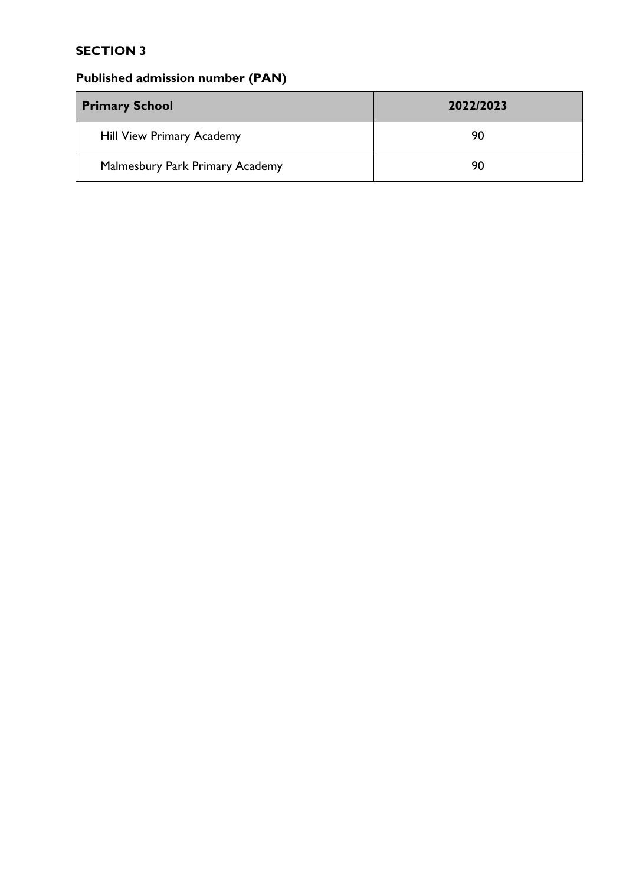## SECTION 3

### Published admission number (PAN)

| Primary School | 2022/2023 |
|---|---|
| Hill View Primary Academy | 90 |
| Malmesbury Park Primary Academy | 90 |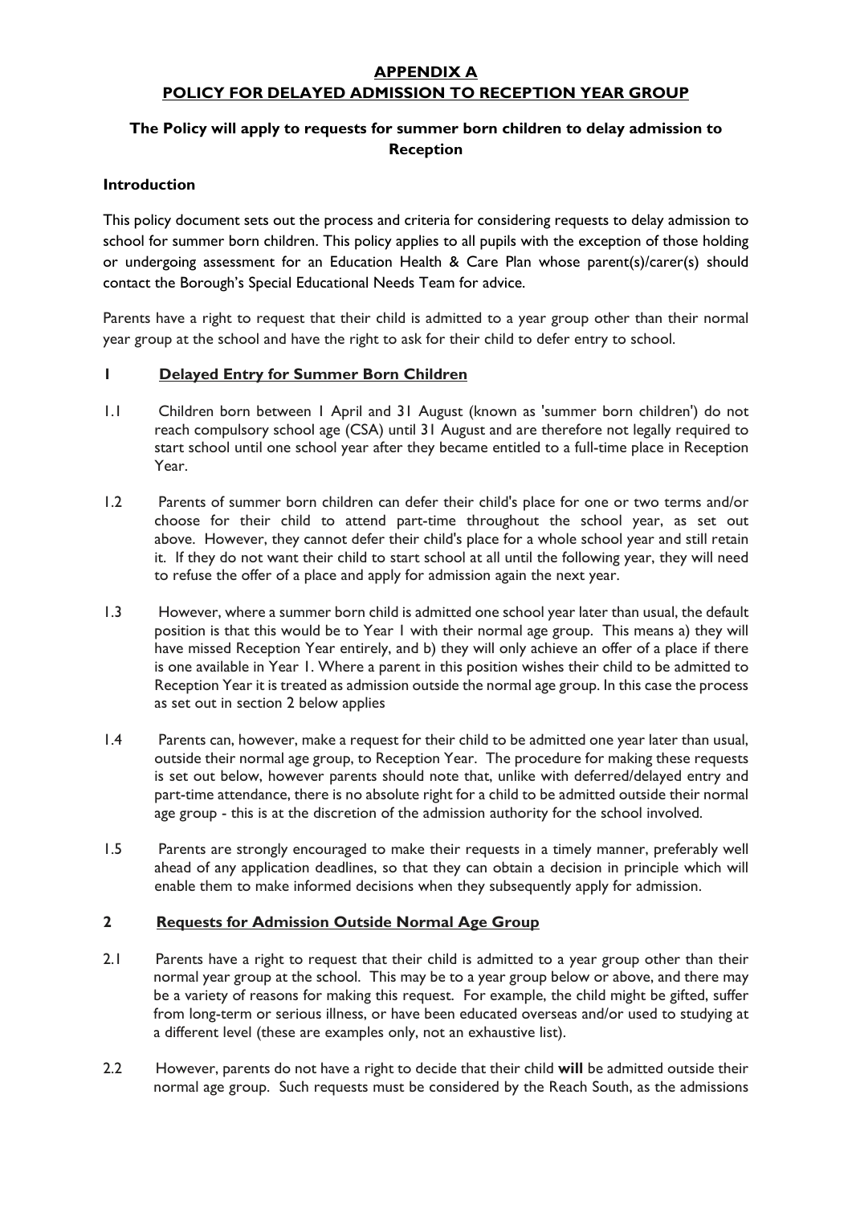# APPENDIX A

# POLICY FOR DELAYED ADMISSION TO RECEPTION YEAR GROUP

## The Policy will apply to requests for summer born children to delay admission to Reception

### Introduction

This policy document sets out the process and criteria for considering requests to delay admission to school for summer born children. This policy applies to all pupils with the exception of those holding or undergoing assessment for an Education Health & Care Plan whose parent(s)/carer(s) should contact the Borough's Special Educational Needs Team for advice.

Parents have a right to request that their child is admitted to a year group other than their normal year group at the school and have the right to ask for their child to defer entry to school.

### 1 Delayed Entry for Summer Born Children

1.1 Children born between 1 April and 31 August (known as 'summer born children') do not reach compulsory school age (CSA) until 31 August and are therefore not legally required to start school until one school year after they became entitled to a full-time place in Reception Year.

1.2 Parents of summer born children can defer their child's place for one or two terms and/or choose for their child to attend part-time throughout the school year, as set out above. However, they cannot defer their child's place for a whole school year and still retain it. If they do not want their child to start school at all until the following year, they will need to refuse the offer of a place and apply for admission again the next year.

1.3 However, where a summer born child is admitted one school year later than usual, the default position is that this would be to Year 1 with their normal age group. This means a) they will have missed Reception Year entirely, and b) they will only achieve an offer of a place if there is one available in Year 1. Where a parent in this position wishes their child to be admitted to Reception Year it is treated as admission outside the normal age group. In this case the process as set out in section 2 below applies

1.4 Parents can, however, make a request for their child to be admitted one year later than usual, outside their normal age group, to Reception Year. The procedure for making these requests is set out below, however parents should note that, unlike with deferred/delayed entry and part-time attendance, there is no absolute right for a child to be admitted outside their normal age group - this is at the discretion of the admission authority for the school involved.

1.5 Parents are strongly encouraged to make their requests in a timely manner, preferably well ahead of any application deadlines, so that they can obtain a decision in principle which will enable them to make informed decisions when they subsequently apply for admission.

### 2 Requests for Admission Outside Normal Age Group

2.1 Parents have a right to request that their child is admitted to a year group other than their normal year group at the school. This may be to a year group below or above, and there may be a variety of reasons for making this request. For example, the child might be gifted, suffer from long-term or serious illness, or have been educated overseas and/or used to studying at a different level (these are examples only, not an exhaustive list).

2.2 However, parents do not have a right to decide that their child **will** be admitted outside their normal age group. Such requests must be considered by the Reach South, as the admissions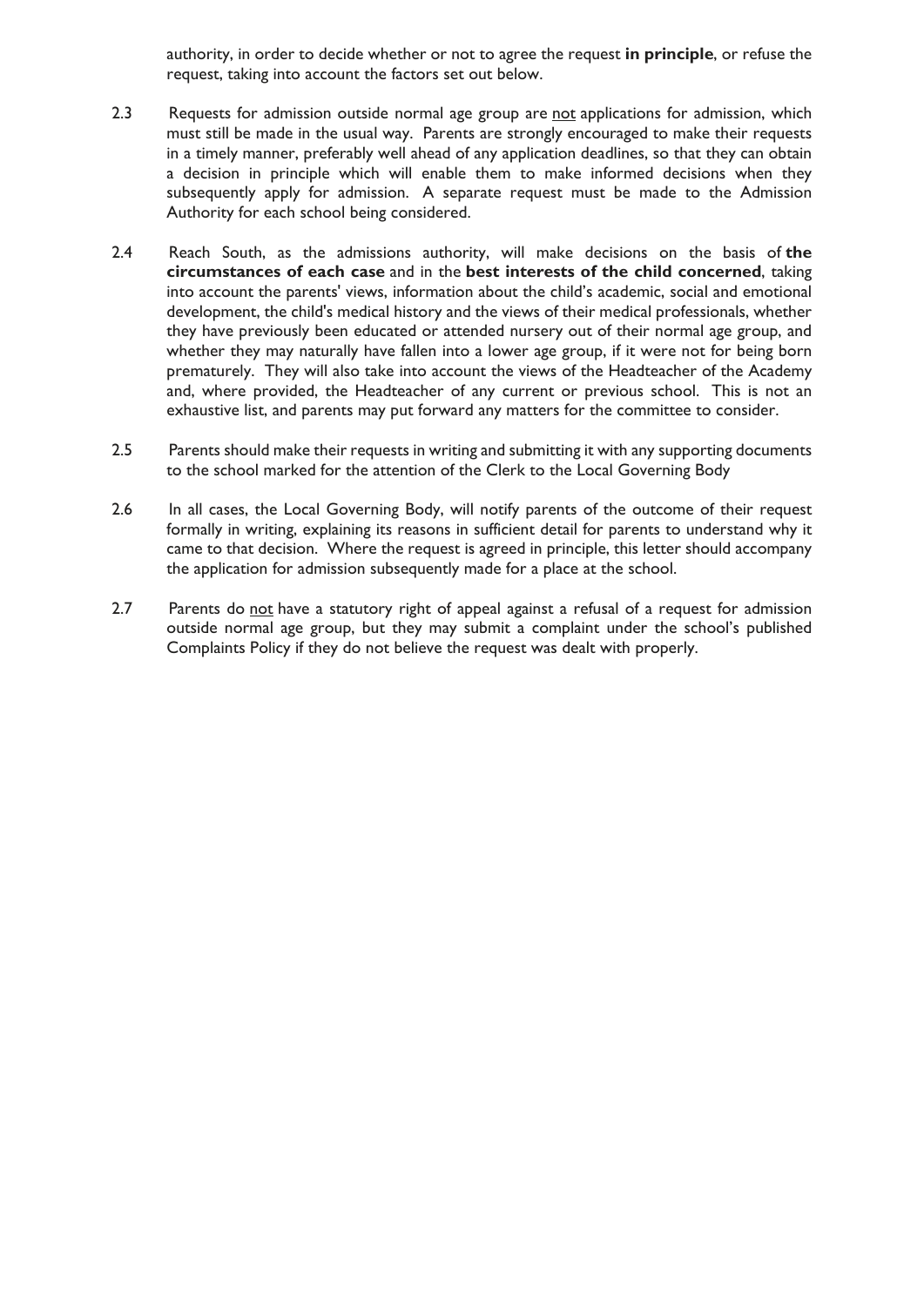authority, in order to decide whether or not to agree the request **in principle**, or refuse the request, taking into account the factors set out below.

2.3 Requests for admission outside normal age group are not applications for admission, which must still be made in the usual way. Parents are strongly encouraged to make their requests in a timely manner, preferably well ahead of any application deadlines, so that they can obtain a decision in principle which will enable them to make informed decisions when they subsequently apply for admission. A separate request must be made to the Admission Authority for each school being considered.

2.4 Reach South, as the admissions authority, will make decisions on the basis of **the circumstances of each case** and in the **best interests of the child concerned**, taking into account the parents' views, information about the child's academic, social and emotional development, the child's medical history and the views of their medical professionals, whether they have previously been educated or attended nursery out of their normal age group, and whether they may naturally have fallen into a lower age group, if it were not for being born prematurely. They will also take into account the views of the Headteacher of the Academy and, where provided, the Headteacher of any current or previous school. This is not an exhaustive list, and parents may put forward any matters for the committee to consider.

2.5 Parents should make their requests in writing and submitting it with any supporting documents to the school marked for the attention of the Clerk to the Local Governing Body

2.6 In all cases, the Local Governing Body, will notify parents of the outcome of their request formally in writing, explaining its reasons in sufficient detail for parents to understand why it came to that decision. Where the request is agreed in principle, this letter should accompany the application for admission subsequently made for a place at the school.

2.7 Parents do not have a statutory right of appeal against a refusal of a request for admission outside normal age group, but they may submit a complaint under the school's published Complaints Policy if they do not believe the request was dealt with properly.